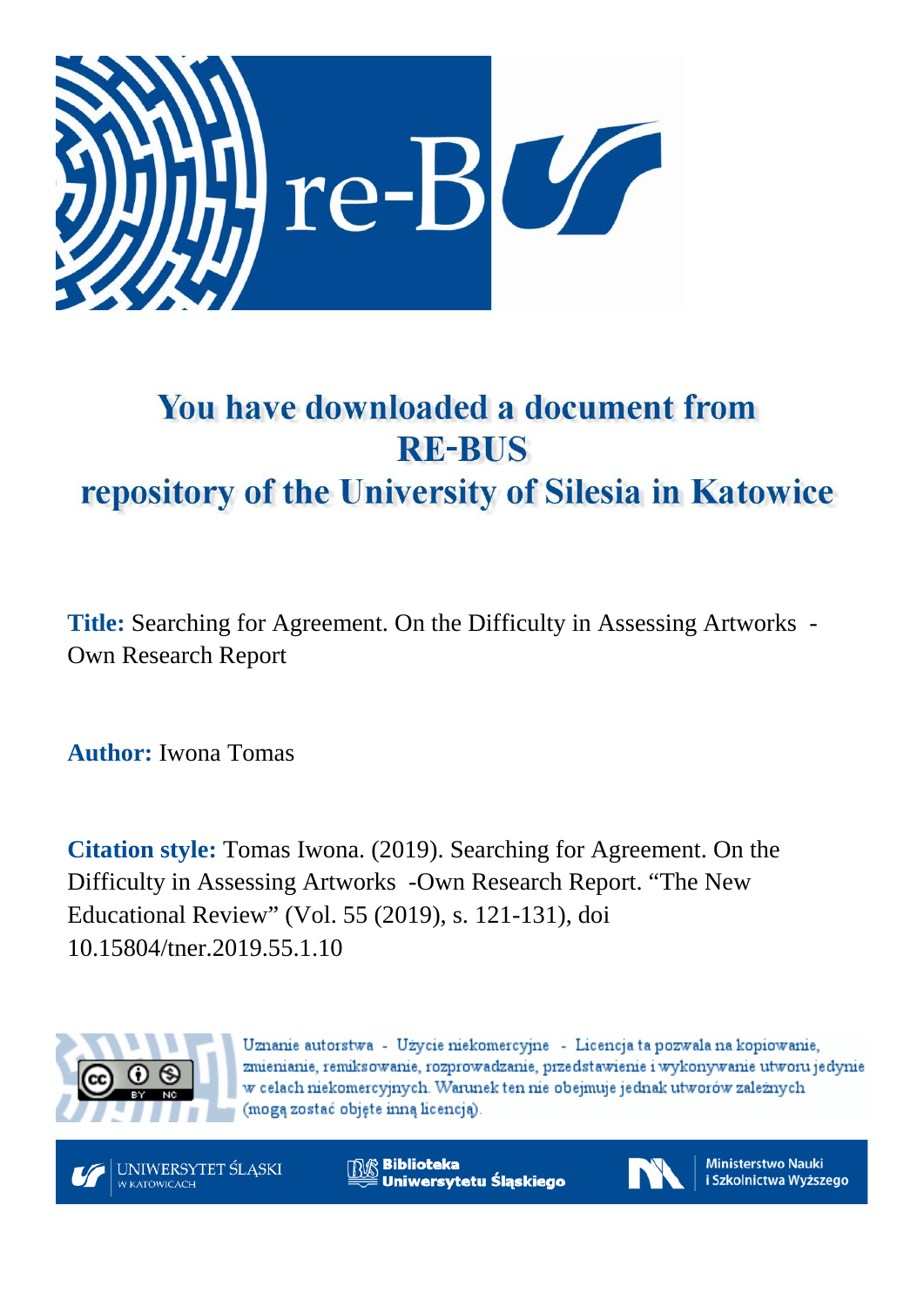# You have downloaded a document from RE-BUS repository of the University of Silesia in Katowice

**Title:** Searching for Agreement. On the Difficulty in Assessing Artworks - Own Research Report

**Author:** Iwona Tomas

**Citation style:** Tomas Iwona. (2019). Searching for Agreement. On the Difficulty in Assessing Artworks -Own Research Report. "The New Educational Review" (Vol. 55 (2019), s. 121-131), doi 10.15804/tner.2019.55.1.10

Uznanie autorstwa - Użycie niekomercyjne - Licencja ta pozwala na kopiowanie, zmienianie, remiksowanie, rozprowadzanie, przedstawienie i wykonywanie utworu jedynie w celach niekomercyjnych. Warunek ten nie obejmuje jednak utworów zależnych (mogą zostać objęte inną licencją).

UNIWERSYTET ŚLĄSKI W KATOWICACH

Biblioteka Uniwersytetu Śląskiego

Ministerstwo Nauki i Szkolnictwa Wyższego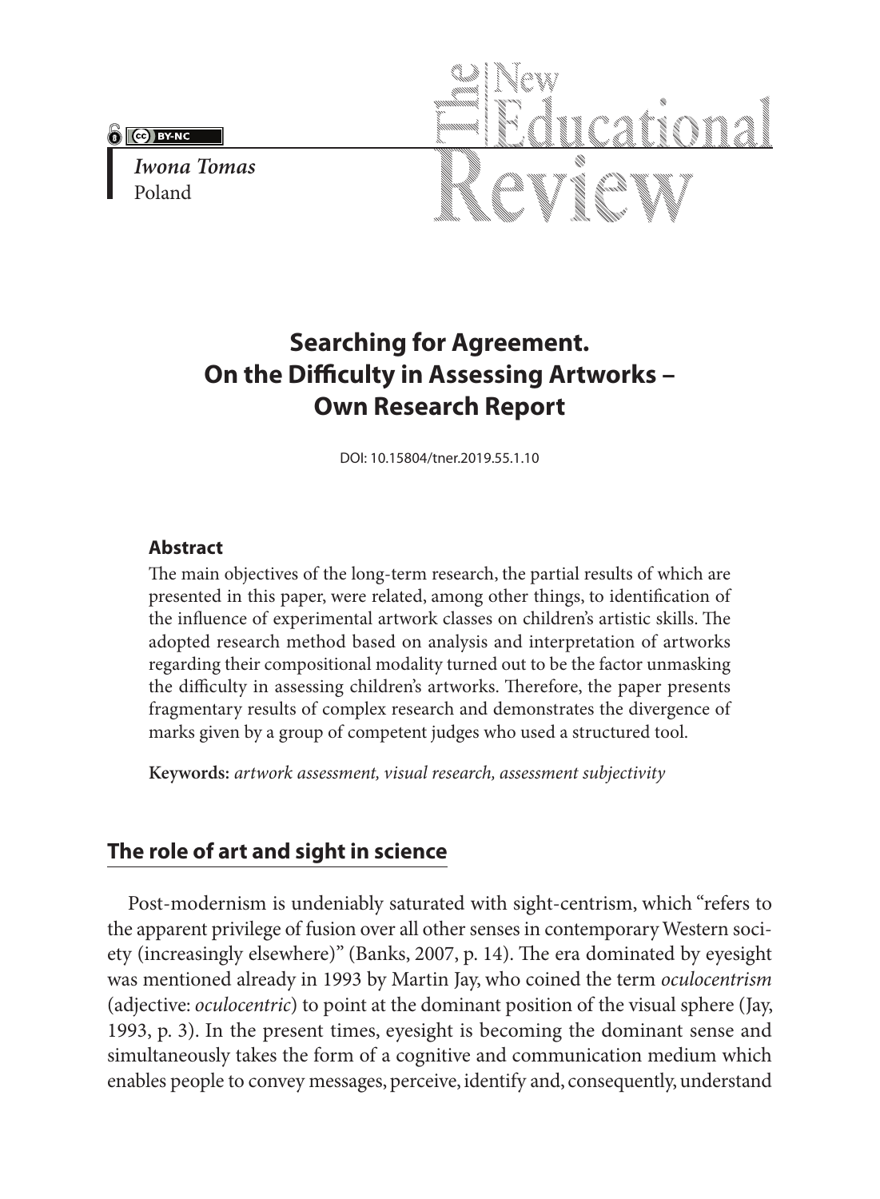Iwona Tomas
Poland

# Searching for Agreement. On the Difficulty in Assessing Artworks – Own Research Report

DOI: 10.15804/tner.2019.55.1.10

### Abstract

The main objectives of the long-term research, the partial results of which are presented in this paper, were related, among other things, to identification of the influence of experimental artwork classes on children's artistic skills. The adopted research method based on analysis and interpretation of artworks regarding their compositional modality turned out to be the factor unmasking the difficulty in assessing children's artworks. Therefore, the paper presents fragmentary results of complex research and demonstrates the divergence of marks given by a group of competent judges who used a structured tool.

**Keywords:** *artwork assessment, visual research, assessment subjectivity*

## The role of art and sight in science

Post-modernism is undeniably saturated with sight-centrism, which "refers to the apparent privilege of fusion over all other senses in contemporary Western society (increasingly elsewhere)" (Banks, 2007, p. 14). The era dominated by eyesight was mentioned already in 1993 by Martin Jay, who coined the term *oculocentrism* (adjective: *oculocentric*) to point at the dominant position of the visual sphere (Jay, 1993, p. 3). In the present times, eyesight is becoming the dominant sense and simultaneously takes the form of a cognitive and communication medium which enables people to convey messages, perceive, identify and, consequently, understand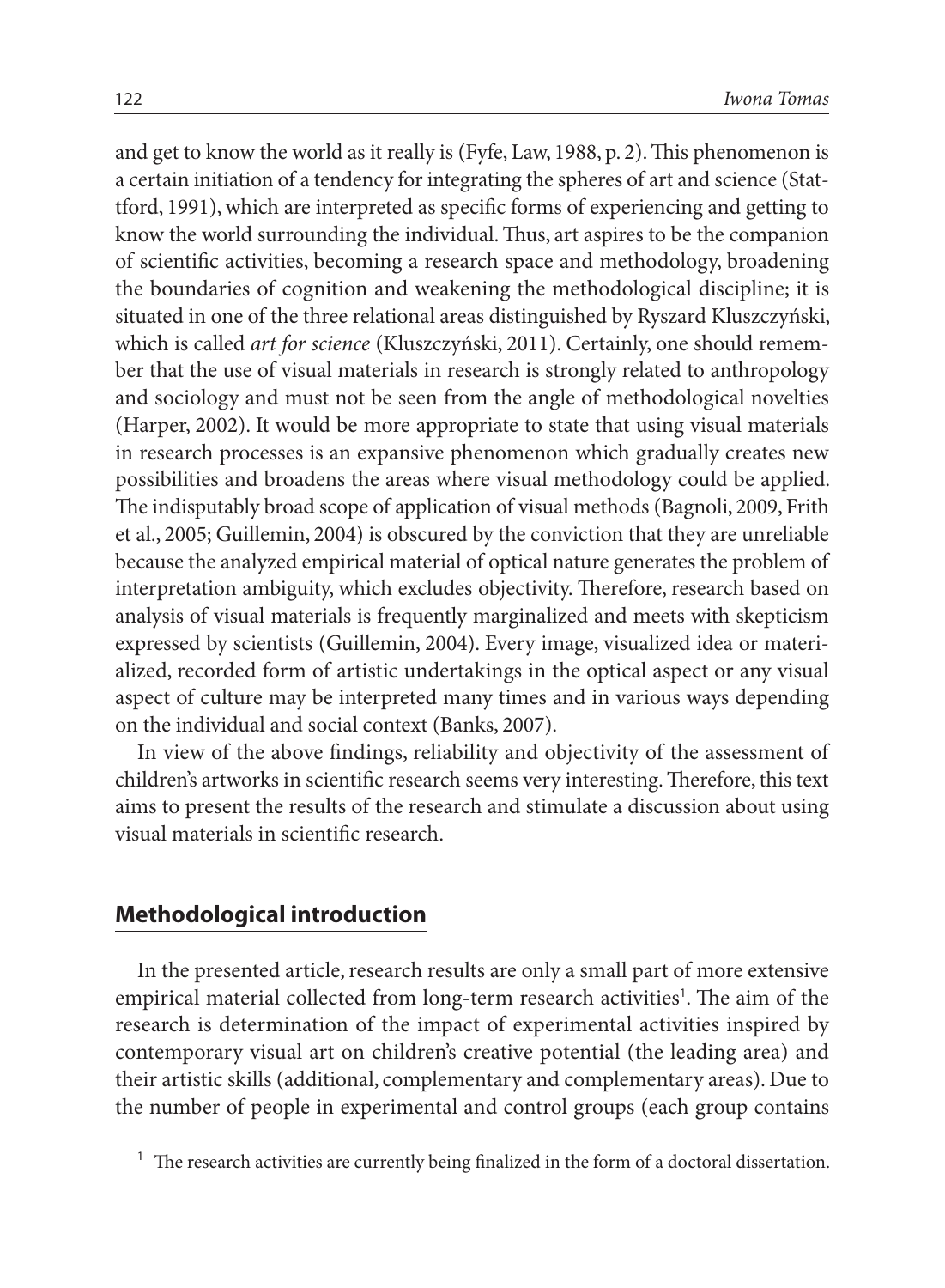and get to know the world as it really is (Fyfe, Law, 1988, p. 2). This phenomenon is a certain initiation of a tendency for integrating the spheres of art and science (Stattford, 1991), which are interpreted as specific forms of experiencing and getting to know the world surrounding the individual. Thus, art aspires to be the companion of scientific activities, becoming a research space and methodology, broadening the boundaries of cognition and weakening the methodological discipline; it is situated in one of the three relational areas distinguished by Ryszard Kluszczyński, which is called *art for science* (Kluszczyński, 2011). Certainly, one should remember that the use of visual materials in research is strongly related to anthropology and sociology and must not be seen from the angle of methodological novelties (Harper, 2002). It would be more appropriate to state that using visual materials in research processes is an expansive phenomenon which gradually creates new possibilities and broadens the areas where visual methodology could be applied. The indisputably broad scope of application of visual methods (Bagnoli, 2009, Frith et al., 2005; Guillemin, 2004) is obscured by the conviction that they are unreliable because the analyzed empirical material of optical nature generates the problem of interpretation ambiguity, which excludes objectivity. Therefore, research based on analysis of visual materials is frequently marginalized and meets with skepticism expressed by scientists (Guillemin, 2004). Every image, visualized idea or materialized, recorded form of artistic undertakings in the optical aspect or any visual aspect of culture may be interpreted many times and in various ways depending on the individual and social context (Banks, 2007).

In view of the above findings, reliability and objectivity of the assessment of children's artworks in scientific research seems very interesting. Therefore, this text aims to present the results of the research and stimulate a discussion about using visual materials in scientific research.

## Methodological introduction

In the presented article, research results are only a small part of more extensive empirical material collected from long-term research activities[1]. The aim of the research is determination of the impact of experimental activities inspired by contemporary visual art on children's creative potential (the leading area) and their artistic skills (additional, complementary and complementary areas). Due to the number of people in experimental and control groups (each group contains

[1] The research activities are currently being finalized in the form of a doctoral dissertation.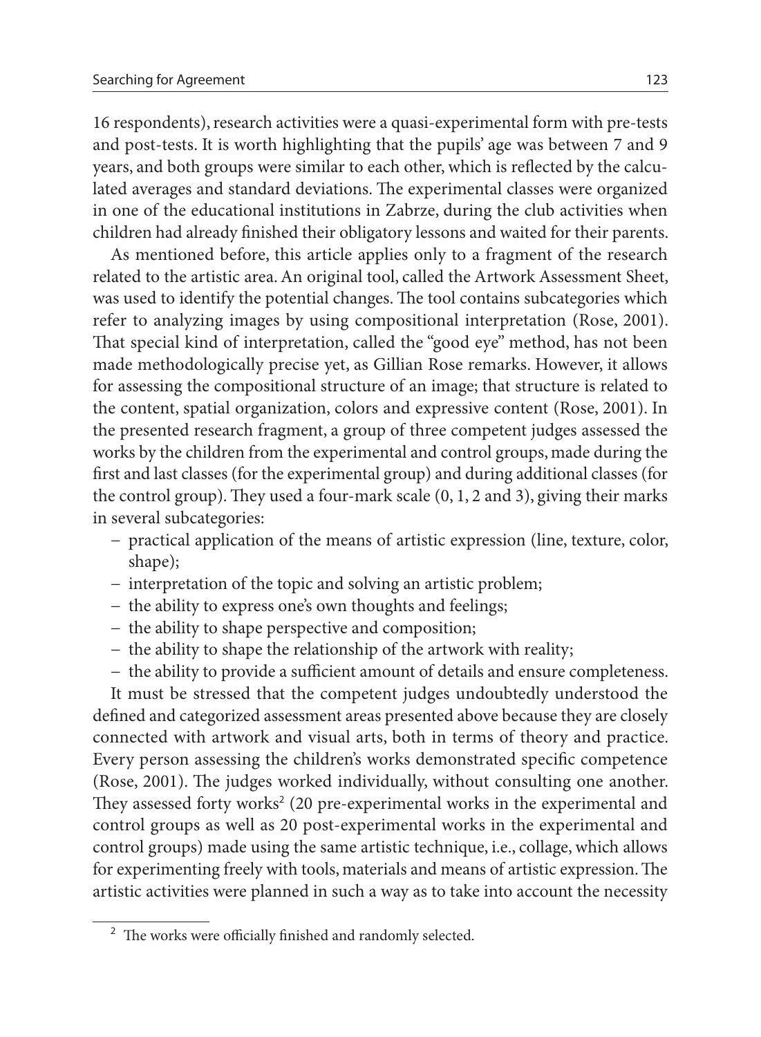16 respondents), research activities were a quasi-experimental form with pre-tests and post-tests. It is worth highlighting that the pupils' age was between 7 and 9 years, and both groups were similar to each other, which is reflected by the calculated averages and standard deviations. The experimental classes were organized in one of the educational institutions in Zabrze, during the club activities when children had already finished their obligatory lessons and waited for their parents.

As mentioned before, this article applies only to a fragment of the research related to the artistic area. An original tool, called the Artwork Assessment Sheet, was used to identify the potential changes. The tool contains subcategories which refer to analyzing images by using compositional interpretation (Rose, 2001). That special kind of interpretation, called the "good eye" method, has not been made methodologically precise yet, as Gillian Rose remarks. However, it allows for assessing the compositional structure of an image; that structure is related to the content, spatial organization, colors and expressive content (Rose, 2001). In the presented research fragment, a group of three competent judges assessed the works by the children from the experimental and control groups, made during the first and last classes (for the experimental group) and during additional classes (for the control group). They used a four-mark scale (0, 1, 2 and 3), giving their marks in several subcategories:

- practical application of the means of artistic expression (line, texture, color, shape);
- interpretation of the topic and solving an artistic problem;
- the ability to express one's own thoughts and feelings;
- the ability to shape perspective and composition;
- the ability to shape the relationship of the artwork with reality;
- the ability to provide a sufficient amount of details and ensure completeness.

It must be stressed that the competent judges undoubtedly understood the defined and categorized assessment areas presented above because they are closely connected with artwork and visual arts, both in terms of theory and practice. Every person assessing the children's works demonstrated specific competence (Rose, 2001). The judges worked individually, without consulting one another. They assessed forty works[2] (20 pre-experimental works in the experimental and control groups as well as 20 post-experimental works in the experimental and control groups) made using the same artistic technique, i.e., collage, which allows for experimenting freely with tools, materials and means of artistic expression. The artistic activities were planned in such a way as to take into account the necessity

[2] The works were officially finished and randomly selected.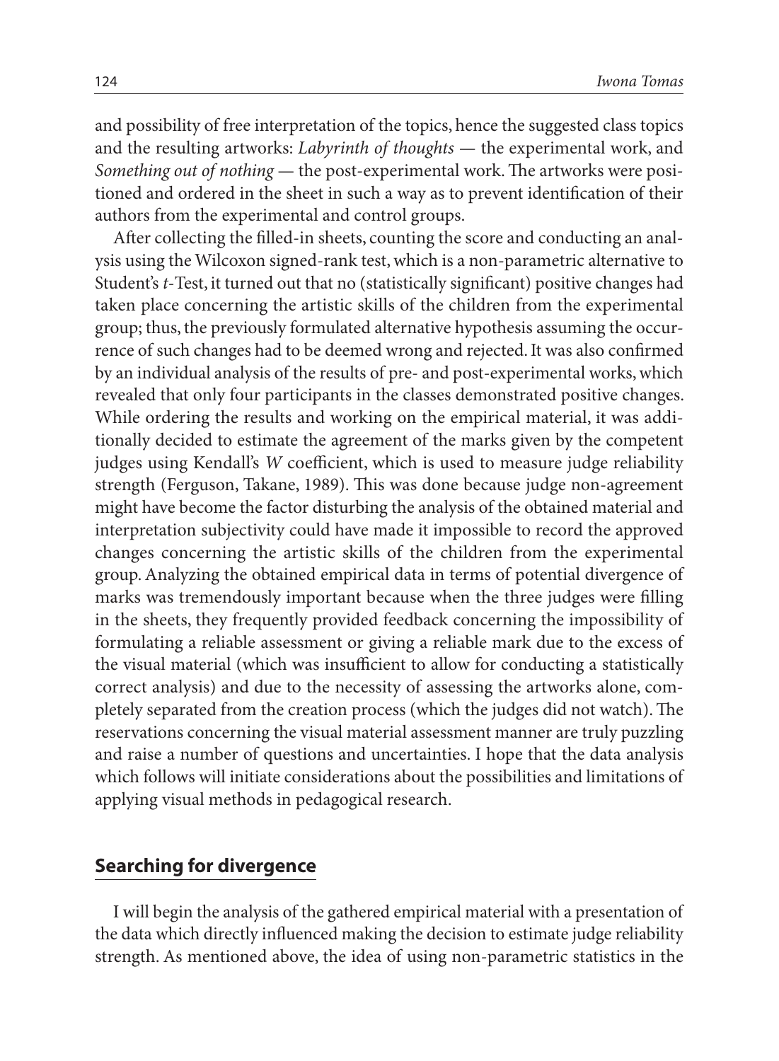and possibility of free interpretation of the topics, hence the suggested class topics and the resulting artworks: *Labyrinth of thoughts* — the experimental work, and *Something out of nothing* — the post-experimental work. The artworks were positioned and ordered in the sheet in such a way as to prevent identification of their authors from the experimental and control groups.

After collecting the filled-in sheets, counting the score and conducting an analysis using the Wilcoxon signed-rank test, which is a non-parametric alternative to Student's *t*-Test, it turned out that no (statistically significant) positive changes had taken place concerning the artistic skills of the children from the experimental group; thus, the previously formulated alternative hypothesis assuming the occurrence of such changes had to be deemed wrong and rejected. It was also confirmed by an individual analysis of the results of pre- and post-experimental works, which revealed that only four participants in the classes demonstrated positive changes. While ordering the results and working on the empirical material, it was additionally decided to estimate the agreement of the marks given by the competent judges using Kendall's *W* coefficient, which is used to measure judge reliability strength (Ferguson, Takane, 1989). This was done because judge non-agreement might have become the factor disturbing the analysis of the obtained material and interpretation subjectivity could have made it impossible to record the approved changes concerning the artistic skills of the children from the experimental group. Analyzing the obtained empirical data in terms of potential divergence of marks was tremendously important because when the three judges were filling in the sheets, they frequently provided feedback concerning the impossibility of formulating a reliable assessment or giving a reliable mark due to the excess of the visual material (which was insufficient to allow for conducting a statistically correct analysis) and due to the necessity of assessing the artworks alone, completely separated from the creation process (which the judges did not watch). The reservations concerning the visual material assessment manner are truly puzzling and raise a number of questions and uncertainties. I hope that the data analysis which follows will initiate considerations about the possibilities and limitations of applying visual methods in pedagogical research.

## Searching for divergence

I will begin the analysis of the gathered empirical material with a presentation of the data which directly influenced making the decision to estimate judge reliability strength. As mentioned above, the idea of using non-parametric statistics in the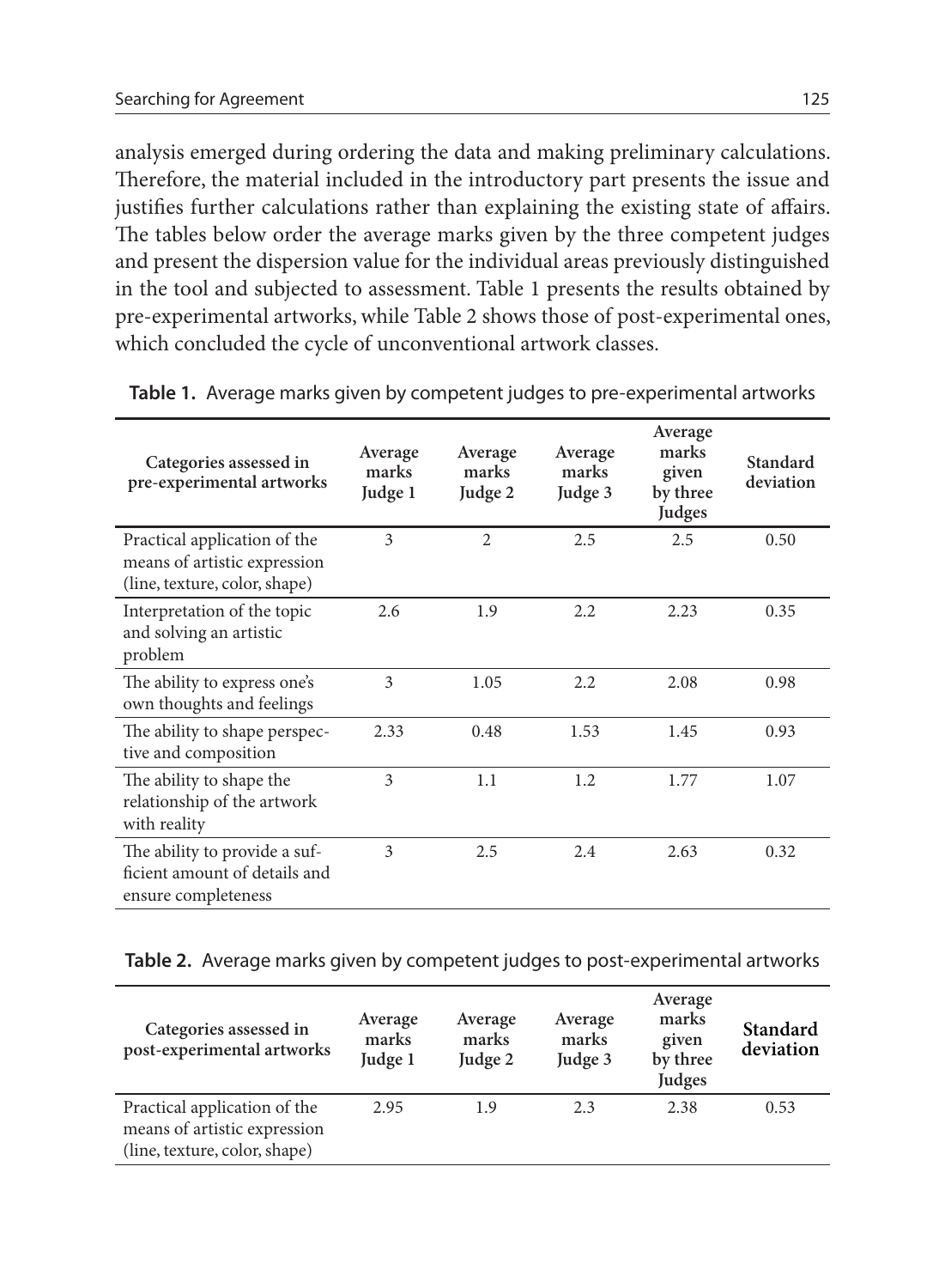analysis emerged during ordering the data and making preliminary calculations. Therefore, the material included in the introductory part presents the issue and justifies further calculations rather than explaining the existing state of affairs. The tables below order the average marks given by the three competent judges and present the dispersion value for the individual areas previously distinguished in the tool and subjected to assessment. Table 1 presents the results obtained by pre-experimental artworks, while Table 2 shows those of post-experimental ones, which concluded the cycle of unconventional artwork classes.

**Table 1.** Average marks given by competent judges to pre-experimental artworks

| Categories assessed in pre-experimental artworks | Average marks Judge 1 | Average marks Judge 2 | Average marks Judge 3 | Average marks given by three Judges | Standard deviation |
|---|---|---|---|---|---|
| Practical application of the means of artistic expression (line, texture, color, shape) | 3 | 2 | 2.5 | 2.5 | 0.50 |
| Interpretation of the topic and solving an artistic problem | 2.6 | 1.9 | 2.2 | 2.23 | 0.35 |
| The ability to express one's own thoughts and feelings | 3 | 1.05 | 2.2 | 2.08 | 0.98 |
| The ability to shape perspective and composition | 2.33 | 0.48 | 1.53 | 1.45 | 0.93 |
| The ability to shape the relationship of the artwork with reality | 3 | 1.1 | 1.2 | 1.77 | 1.07 |
| The ability to provide a sufficient amount of details and ensure completeness | 3 | 2.5 | 2.4 | 2.63 | 0.32 |

**Table 2.** Average marks given by competent judges to post-experimental artworks

| Categories assessed in post-experimental artworks | Average marks Judge 1 | Average marks Judge 2 | Average marks Judge 3 | Average marks given by three Judges | Standard deviation |
|---|---|---|---|---|---|
| Practical application of the means of artistic expression (line, texture, color, shape) | 2.95 | 1.9 | 2.3 | 2.38 | 0.53 |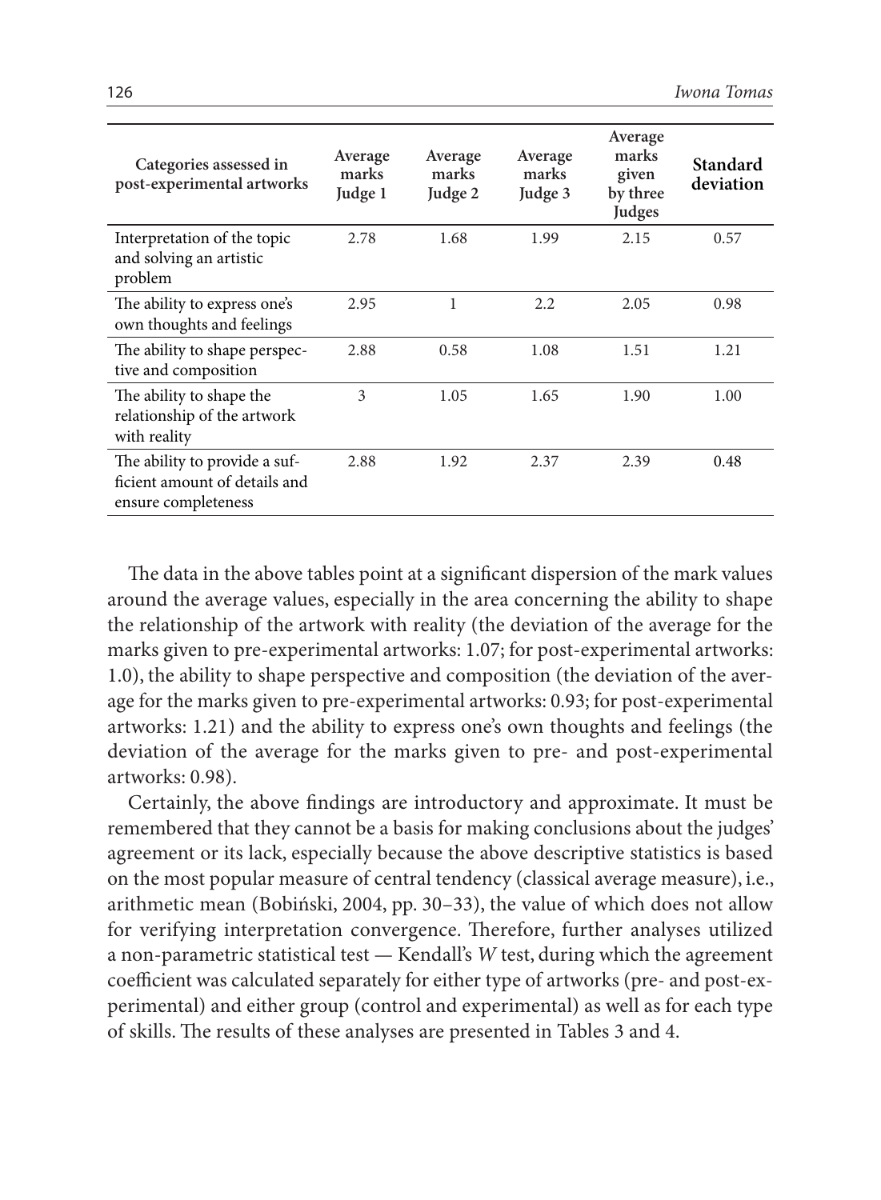| Categories assessed in post-experimental artworks | Average marks Judge 1 | Average marks Judge 2 | Average marks Judge 3 | Average marks given by three Judges | Standard deviation |
|---|---|---|---|---|---|
| Interpretation of the topic and solving an artistic problem | 2.78 | 1.68 | 1.99 | 2.15 | 0.57 |
| The ability to express one's own thoughts and feelings | 2.95 | 1 | 2.2 | 2.05 | 0.98 |
| The ability to shape perspective and composition | 2.88 | 0.58 | 1.08 | 1.51 | 1.21 |
| The ability to shape the relationship of the artwork with reality | 3 | 1.05 | 1.65 | 1.90 | 1.00 |
| The ability to provide a sufficient amount of details and ensure completeness | 2.88 | 1.92 | 2.37 | 2.39 | 0.48 |

The data in the above tables point at a significant dispersion of the mark values around the average values, especially in the area concerning the ability to shape the relationship of the artwork with reality (the deviation of the average for the marks given to pre-experimental artworks: 1.07; for post-experimental artworks: 1.0), the ability to shape perspective and composition (the deviation of the average for the marks given to pre-experimental artworks: 0.93; for post-experimental artworks: 1.21) and the ability to express one's own thoughts and feelings (the deviation of the average for the marks given to pre- and post-experimental artworks: 0.98).

Certainly, the above findings are introductory and approximate. It must be remembered that they cannot be a basis for making conclusions about the judges' agreement or its lack, especially because the above descriptive statistics is based on the most popular measure of central tendency (classical average measure), i.e., arithmetic mean (Bobiński, 2004, pp. 30–33), the value of which does not allow for verifying interpretation convergence. Therefore, further analyses utilized a non-parametric statistical test — Kendall's $W$ test, during which the agreement coefficient was calculated separately for either type of artworks (pre- and post-experimental) and either group (control and experimental) as well as for each type of skills. The results of these analyses are presented in Tables 3 and 4.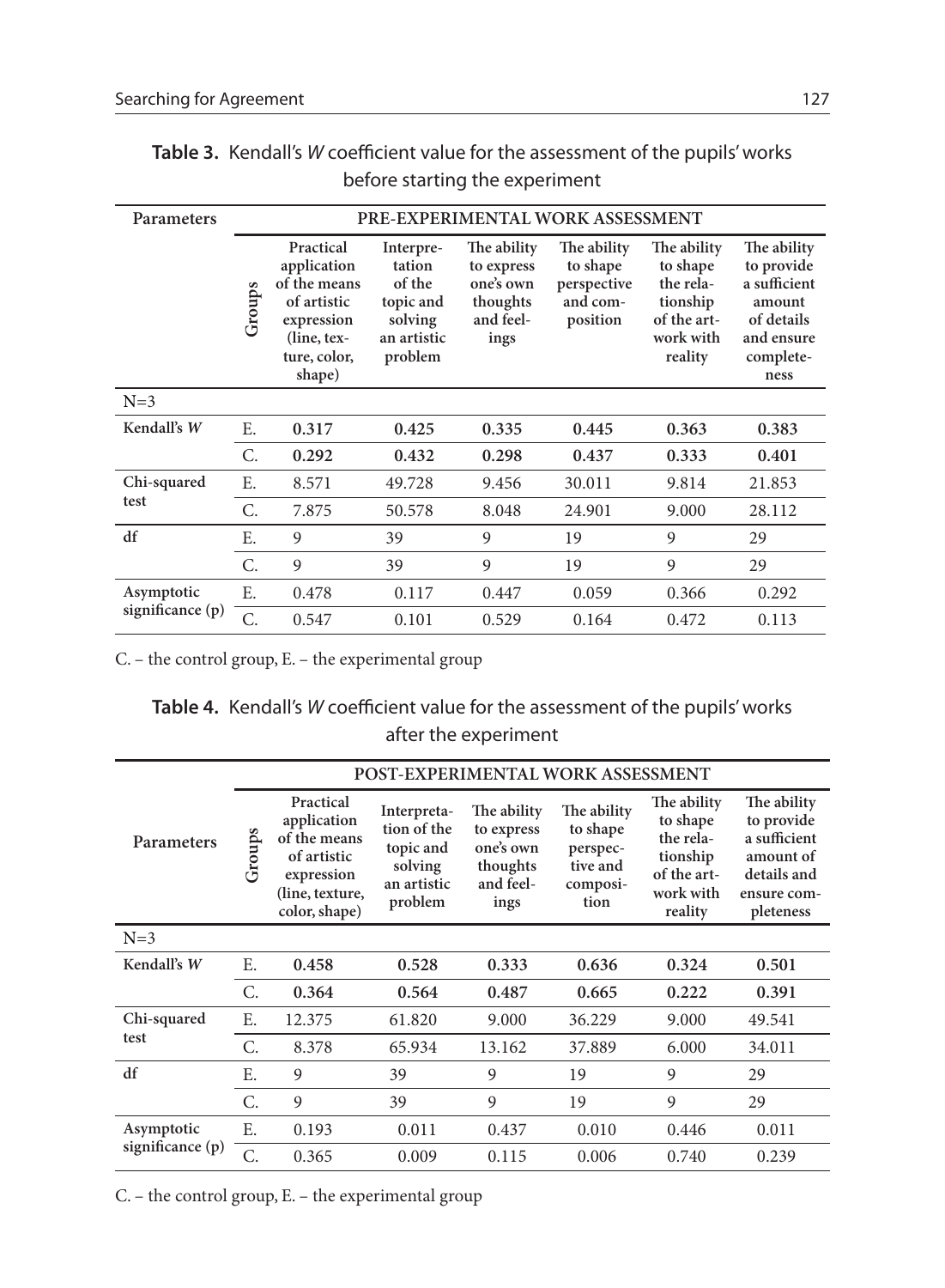**Table 3.** Kendall's *W* coefficient value for the assessment of the pupils' works before starting the experiment

| Parameters | PRE-EXPERIMENTAL WORK ASSESSMENT | | | | | | |
|---|---|---|---|---|---|---|---|
| | Groups | Practical application of the means of artistic expression (line, texture, color, shape) | Interpretation of the topic and solving an artistic problem | The ability to express one's own thoughts and feelings | The ability to shape perspective and composition | The ability to shape the relationship of the artwork with reality | The ability to provide a sufficient amount of details and ensure completeness |
| N=3 | | | | | | | |
| **Kendall's *W*** | E. | **0.317** | **0.425** | **0.335** | **0.445** | **0.363** | **0.383** |
| | C. | **0.292** | **0.432** | **0.298** | **0.437** | **0.333** | **0.401** |
| **Chi-squared test** | E. | 8.571 | 49.728 | 9.456 | 30.011 | 9.814 | 21.853 |
| | C. | 7.875 | 50.578 | 8.048 | 24.901 | 9.000 | 28.112 |
| **df** | E. | 9 | 39 | 9 | 19 | 9 | 29 |
| | C. | 9 | 39 | 9 | 19 | 9 | 29 |
| **Asymptotic significance (p)** | E. | 0.478 | 0.117 | 0.447 | 0.059 | 0.366 | 0.292 |
| | C. | 0.547 | 0.101 | 0.529 | 0.164 | 0.472 | 0.113 |

C. – the control group, E. – the experimental group

**Table 4.** Kendall's *W* coefficient value for the assessment of the pupils' works after the experiment

| Parameters | POST-EXPERIMENTAL WORK ASSESSMENT | | | | | | |
|---|---|---|---|---|---|---|---|
| | Groups | Practical application of the means of artistic expression (line, texture, color, shape) | Interpretation of the topic and solving an artistic problem | The ability to express one's own thoughts and feelings | The ability to shape perspective and composition | The ability to shape the relationship of the artwork with reality | The ability to provide a sufficient amount of details and ensure completeness |
| N=3 | | | | | | | |
| **Kendall's *W*** | E. | **0.458** | **0.528** | **0.333** | **0.636** | **0.324** | **0.501** |
| | C. | **0.364** | **0.564** | **0.487** | **0.665** | **0.222** | **0.391** |
| **Chi-squared test** | E. | 12.375 | 61.820 | 9.000 | 36.229 | 9.000 | 49.541 |
| | C. | 8.378 | 65.934 | 13.162 | 37.889 | 6.000 | 34.011 |
| **df** | E. | 9 | 39 | 9 | 19 | 9 | 29 |
| | C. | 9 | 39 | 9 | 19 | 9 | 29 |
| **Asymptotic significance (p)** | E. | 0.193 | 0.011 | 0.437 | 0.010 | 0.446 | 0.011 |
| | C. | 0.365 | 0.009 | 0.115 | 0.006 | 0.740 | 0.239 |

C. – the control group, E. – the experimental group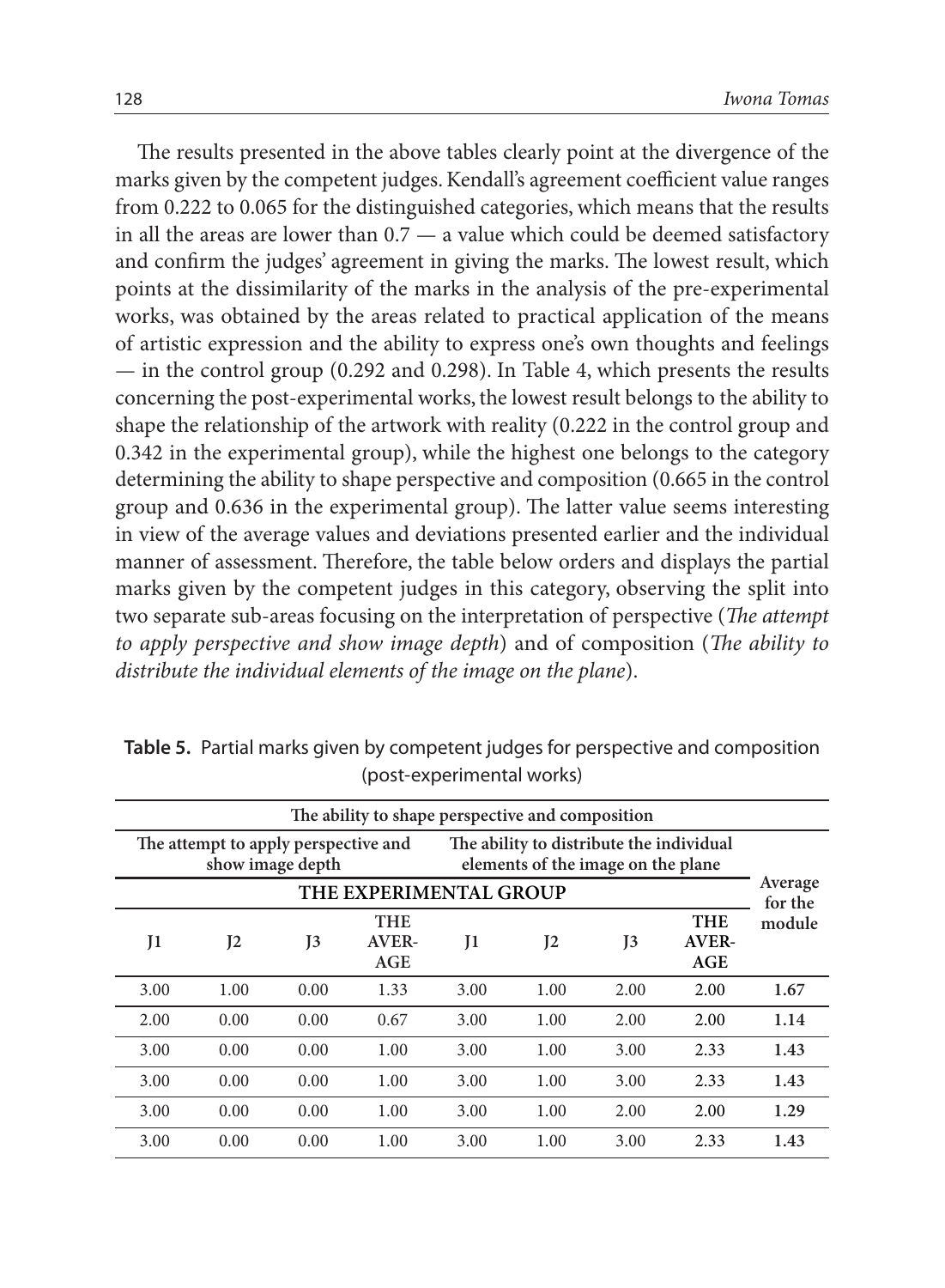The results presented in the above tables clearly point at the divergence of the marks given by the competent judges. Kendall's agreement coefficient value ranges from 0.222 to 0.065 for the distinguished categories, which means that the results in all the areas are lower than 0.7 — a value which could be deemed satisfactory and confirm the judges' agreement in giving the marks. The lowest result, which points at the dissimilarity of the marks in the analysis of the pre-experimental works, was obtained by the areas related to practical application of the means of artistic expression and the ability to express one's own thoughts and feelings — in the control group (0.292 and 0.298). In Table 4, which presents the results concerning the post-experimental works, the lowest result belongs to the ability to shape the relationship of the artwork with reality (0.222 in the control group and 0.342 in the experimental group), while the highest one belongs to the category determining the ability to shape perspective and composition (0.665 in the control group and 0.636 in the experimental group). The latter value seems interesting in view of the average values and deviations presented earlier and the individual manner of assessment. Therefore, the table below orders and displays the partial marks given by the competent judges in this category, observing the split into two separate sub-areas focusing on the interpretation of perspective (*The attempt to apply perspective and show image depth*) and of composition (*The ability to distribute the individual elements of the image on the plane*).

**Table 5.** Partial marks given by competent judges for perspective and composition (post-experimental works)

| The ability to shape perspective and composition | | | | | | | | |
|---|---|---|---|---|---|---|---|---|
| The attempt to apply perspective and show image depth | | | | The ability to distribute the individual elements of the image on the plane | | | | Average for the module |
| THE EXPERIMENTAL GROUP | | | | | | | | |
| J1 | J2 | J3 | THE AVERAGE | J1 | J2 | J3 | THE AVERAGE | |
| 3.00 | 1.00 | 0.00 | 1.33 | 3.00 | 1.00 | 2.00 | 2.00 | **1.67** |
| 2.00 | 0.00 | 0.00 | 0.67 | 3.00 | 1.00 | 2.00 | 2.00 | **1.14** |
| 3.00 | 0.00 | 0.00 | 1.00 | 3.00 | 1.00 | 3.00 | 2.33 | **1.43** |
| 3.00 | 0.00 | 0.00 | 1.00 | 3.00 | 1.00 | 3.00 | 2.33 | **1.43** |
| 3.00 | 0.00 | 0.00 | 1.00 | 3.00 | 1.00 | 2.00 | 2.00 | **1.29** |
| 3.00 | 0.00 | 0.00 | 1.00 | 3.00 | 1.00 | 3.00 | 2.33 | **1.43** |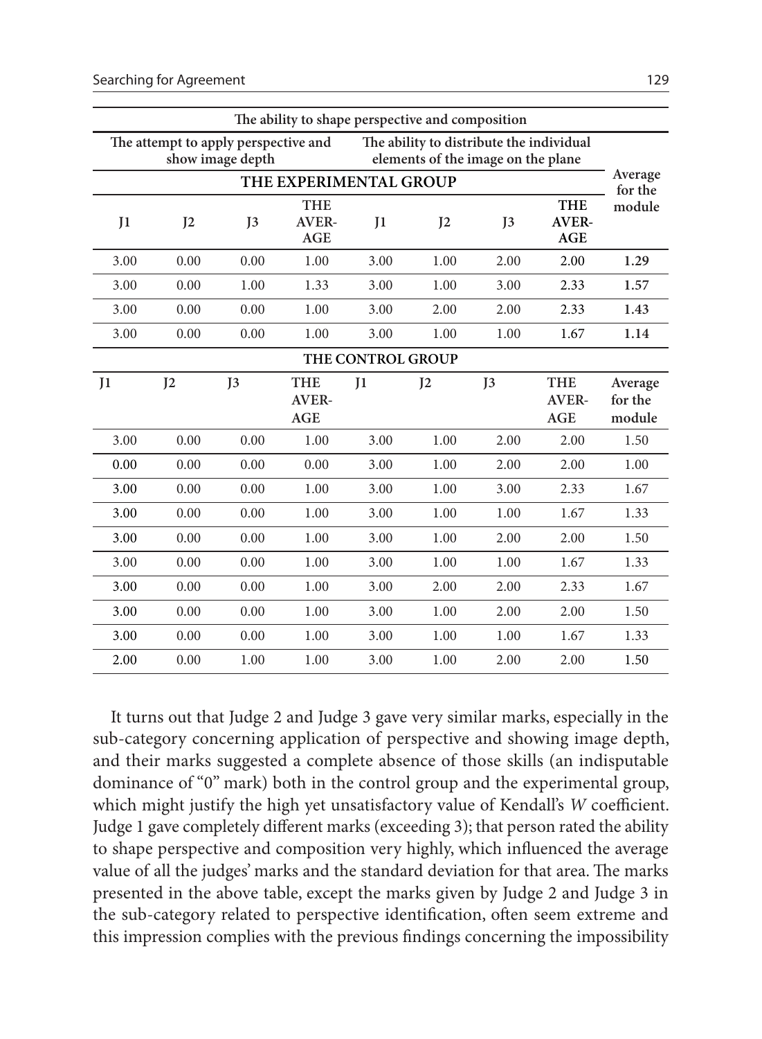| The ability to shape perspective and composition | | | | | | | | |
|---|---|---|---|---|---|---|---|---|
| The attempt to apply perspective and show image depth | | | | The ability to distribute the individual elements of the image on the plane | | | | Average for the module |
| THE EXPERIMENTAL GROUP | | | | | | | | |
| J1 | J2 | J3 | THE AVERAGE | J1 | J2 | J3 | THE AVERAGE | |
| 3.00 | 0.00 | 0.00 | 1.00 | 3.00 | 1.00 | 2.00 | 2.00 | **1.29** |
| 3.00 | 0.00 | 1.00 | 1.33 | 3.00 | 1.00 | 3.00 | 2.33 | **1.57** |
| 3.00 | 0.00 | 0.00 | 1.00 | 3.00 | 2.00 | 2.00 | 2.33 | **1.43** |
| 3.00 | 0.00 | 0.00 | 1.00 | 3.00 | 1.00 | 1.00 | 1.67 | **1.14** |
| THE CONTROL GROUP | | | | | | | | |
| J1 | J2 | J3 | THE AVERAGE | J1 | J2 | J3 | THE AVERAGE | Average for the module |
| 3.00 | 0.00 | 0.00 | 1.00 | 3.00 | 1.00 | 2.00 | 2.00 | 1.50 |
| 0.00 | 0.00 | 0.00 | 0.00 | 3.00 | 1.00 | 2.00 | 2.00 | 1.00 |
| 3.00 | 0.00 | 0.00 | 1.00 | 3.00 | 1.00 | 3.00 | 2.33 | 1.67 |
| 3.00 | 0.00 | 0.00 | 1.00 | 3.00 | 1.00 | 1.00 | 1.67 | 1.33 |
| 3.00 | 0.00 | 0.00 | 1.00 | 3.00 | 1.00 | 2.00 | 2.00 | 1.50 |
| 3.00 | 0.00 | 0.00 | 1.00 | 3.00 | 1.00 | 1.00 | 1.67 | 1.33 |
| 3.00 | 0.00 | 0.00 | 1.00 | 3.00 | 2.00 | 2.00 | 2.33 | 1.67 |
| 3.00 | 0.00 | 0.00 | 1.00 | 3.00 | 1.00 | 2.00 | 2.00 | 1.50 |
| 3.00 | 0.00 | 0.00 | 1.00 | 3.00 | 1.00 | 1.00 | 1.67 | 1.33 |
| 2.00 | 0.00 | 1.00 | 1.00 | 3.00 | 1.00 | 2.00 | 2.00 | 1.50 |

It turns out that Judge 2 and Judge 3 gave very similar marks, especially in the sub-category concerning application of perspective and showing image depth, and their marks suggested a complete absence of those skills (an indisputable dominance of "0" mark) both in the control group and the experimental group, which might justify the high yet unsatisfactory value of Kendall's *W* coefficient. Judge 1 gave completely different marks (exceeding 3); that person rated the ability to shape perspective and composition very highly, which influenced the average value of all the judges' marks and the standard deviation for that area. The marks presented in the above table, except the marks given by Judge 2 and Judge 3 in the sub-category related to perspective identification, often seem extreme and this impression complies with the previous findings concerning the impossibility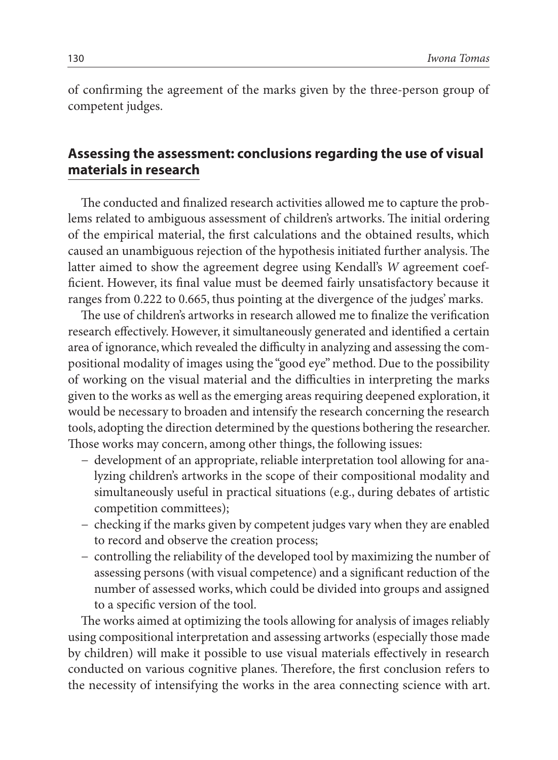of confirming the agreement of the marks given by the three-person group of competent judges.

## Assessing the assessment: conclusions regarding the use of visual materials in research

The conducted and finalized research activities allowed me to capture the problems related to ambiguous assessment of children's artworks. The initial ordering of the empirical material, the first calculations and the obtained results, which caused an unambiguous rejection of the hypothesis initiated further analysis. The latter aimed to show the agreement degree using Kendall's *W* agreement coefficient. However, its final value must be deemed fairly unsatisfactory because it ranges from 0.222 to 0.665, thus pointing at the divergence of the judges' marks.

The use of children's artworks in research allowed me to finalize the verification research effectively. However, it simultaneously generated and identified a certain area of ignorance, which revealed the difficulty in analyzing and assessing the compositional modality of images using the "good eye" method. Due to the possibility of working on the visual material and the difficulties in interpreting the marks given to the works as well as the emerging areas requiring deepened exploration, it would be necessary to broaden and intensify the research concerning the research tools, adopting the direction determined by the questions bothering the researcher. Those works may concern, among other things, the following issues:

- development of an appropriate, reliable interpretation tool allowing for analyzing children's artworks in the scope of their compositional modality and simultaneously useful in practical situations (e.g., during debates of artistic competition committees);
- checking if the marks given by competent judges vary when they are enabled to record and observe the creation process;
- controlling the reliability of the developed tool by maximizing the number of assessing persons (with visual competence) and a significant reduction of the number of assessed works, which could be divided into groups and assigned to a specific version of the tool.

The works aimed at optimizing the tools allowing for analysis of images reliably using compositional interpretation and assessing artworks (especially those made by children) will make it possible to use visual materials effectively in research conducted on various cognitive planes. Therefore, the first conclusion refers to the necessity of intensifying the works in the area connecting science with art.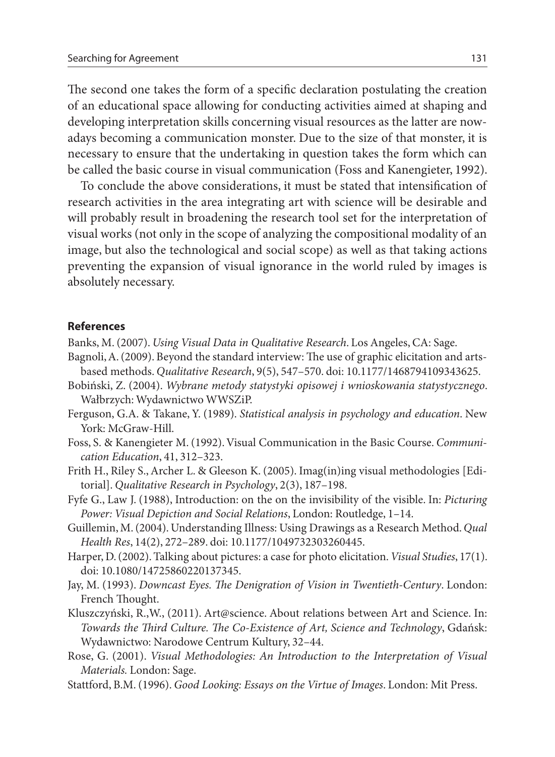The second one takes the form of a specific declaration postulating the creation of an educational space allowing for conducting activities aimed at shaping and developing interpretation skills concerning visual resources as the latter are nowadays becoming a communication monster. Due to the size of that monster, it is necessary to ensure that the undertaking in question takes the form which can be called the basic course in visual communication (Foss and Kanengieter, 1992).

To conclude the above considerations, it must be stated that intensification of research activities in the area integrating art with science will be desirable and will probably result in broadening the research tool set for the interpretation of visual works (not only in the scope of analyzing the compositional modality of an image, but also the technological and social scope) as well as that taking actions preventing the expansion of visual ignorance in the world ruled by images is absolutely necessary.

## References

Banks, M. (2007). *Using Visual Data in Qualitative Research*. Los Angeles, CA: Sage.

Bagnoli, A. (2009). Beyond the standard interview: The use of graphic elicitation and arts-based methods. *Qualitative Research*, 9(5), 547–570. doi: 10.1177/1468794109343625.

Bobiński, Z. (2004). *Wybrane metody statystyki opisowej i wnioskowania statystycznego*. Wałbrzych: Wydawnictwo WWSZiP.

Ferguson, G.A. & Takane, Y. (1989). *Statistical analysis in psychology and education*. New York: McGraw-Hill.

Foss, S. & Kanengieter M. (1992). Visual Communication in the Basic Course. *Communication Education*, 41, 312–323.

Frith H., Riley S., Archer L. & Gleeson K. (2005). Imag(in)ing visual methodologies [Editorial]. *Qualitative Research in Psychology*, 2(3), 187–198.

Fyfe G., Law J. (1988), Introduction: on the on the invisibility of the visible. In: *Picturing Power: Visual Depiction and Social Relations*, London: Routledge, 1–14.

Guillemin, M. (2004). Understanding Illness: Using Drawings as a Research Method. *Qual Health Res*, 14(2), 272–289. doi: 10.1177/1049732303260445.

Harper, D. (2002). Talking about pictures: a case for photo elicitation. *Visual Studies*, 17(1). doi: 10.1080/14725860220137345.

Jay, M. (1993). *Downcast Eyes. The Denigration of Vision in Twentieth-Century*. London: French Thought.

Kluszczyński, R.,W., (2011). Art@science. About relations between Art and Science. In: *Towards the Third Culture. The Co-Existence of Art, Science and Technology*, Gdańsk: Wydawnictwo: Narodowe Centrum Kultury, 32–44.

Rose, G. (2001). *Visual Methodologies: An Introduction to the Interpretation of Visual Materials.* London: Sage.

Stattford, B.M. (1996). *Good Looking: Essays on the Virtue of Images*. London: Mit Press.